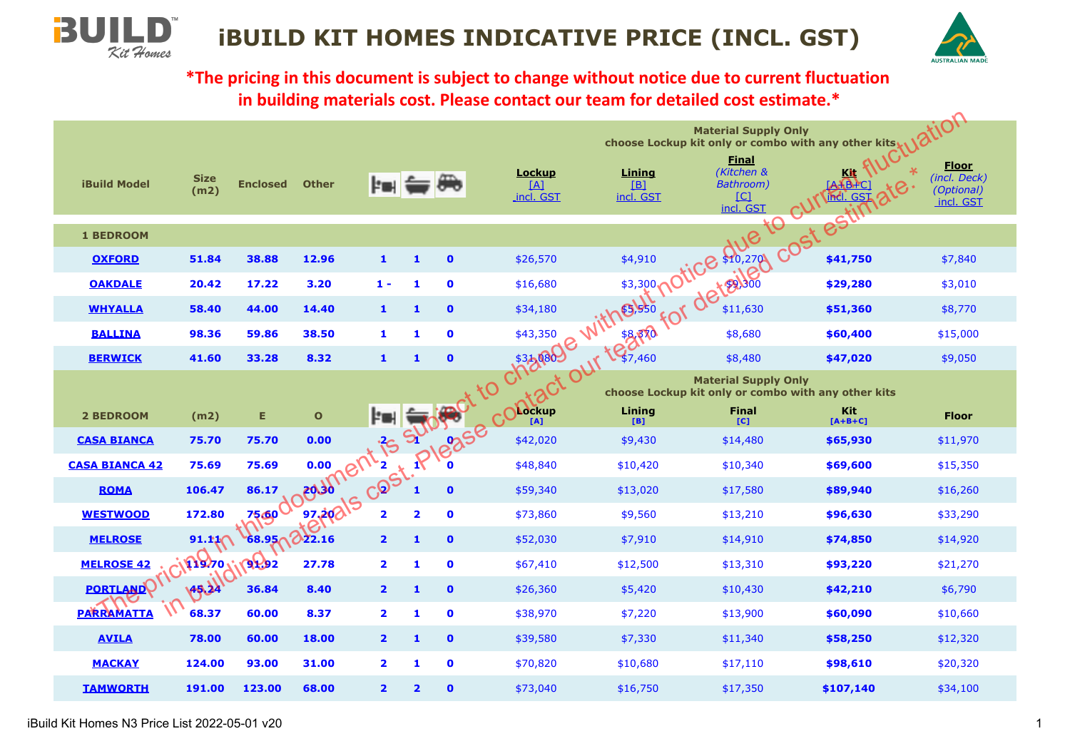# iBUILD KIT HOMES INDICATIVE PRICE (INCL. GST)

**\*The pricing in this document is subject to change without notice due to current fluctuation in building materials cost. Please contact our team for detailed cost estimate.\***

| iBuild Model | Size (m2) | Enclosed | Other | Bed | Bath | Car | Lockup [A] incl. GST | Lining [B] incl. GST | Final (Kitchen & Bathroom) [C] incl. GST | Kit [A+B+C] incl. GST | Floor (incl. Deck) (Optional) incl. GST |
|---|---|---|---|---|---|---|---|---|---|---|---|
| | | | | | | | Material Supply Only choose Lockup kit only or combo with any other kits | | | | |
| **1 BEDROOM** | | | | | | | | | | | |
| **OXFORD** | **51.84** | **38.88** | **12.96** | **1** | **1** | **0** | $26,570 | $4,910 | $10,270 | **$41,750** | $7,840 |
| **OAKDALE** | **20.42** | **17.22** | **3.20** | **1 -** | **1** | **0** | $16,680 | $3,300 | $9,300 | **$29,280** | $3,010 |
| **WHYALLA** | **58.40** | **44.00** | **14.40** | **1** | **1** | **0** | $34,180 | $5,550 | $11,630 | **$51,360** | $8,770 |
| **BALLINA** | **98.36** | **59.86** | **38.50** | **1** | **1** | **0** | $43,350 | $8,370 | $8,680 | **$60,400** | $15,000 |
| **BERWICK** | **41.60** | **33.28** | **8.32** | **1** | **1** | **0** | $31,080 | $7,460 | $8,480 | **$47,020** | $9,050 |
| | | | | | | | Material Supply Only choose Lockup kit only or combo with any other kits | | | | |
| **2 BEDROOM** | **(m2)** | **E** | **O** | | | | **Lockup [A]** | **Lining [B]** | **Final [C]** | **Kit [A+B+C]** | **Floor** |
| **CASA BIANCA** | **75.70** | **75.70** | **0.00** | **2** | **1** | **0** | $42,020 | $9,430 | $14,480 | **$65,930** | $11,970 |
| **CASA BIANCA 42** | **75.69** | **75.69** | **0.00** | **2** | **1** | **0** | $48,840 | $10,420 | $10,340 | **$69,600** | $15,350 |
| **ROMA** | **106.47** | **86.17** | **20.30** | **2** | **1** | **0** | $59,340 | $13,020 | $17,580 | **$89,940** | $16,260 |
| **WESTWOOD** | **172.80** | **75.60** | **97.20** | **2** | **2** | **0** | $73,860 | $9,560 | $13,210 | **$96,630** | $33,290 |
| **MELROSE** | **91.11** | **68.95** | **22.16** | **2** | **1** | **0** | $52,030 | $7,910 | $14,910 | **$74,850** | $14,920 |
| **MELROSE 42** | **119.70** | **91.92** | **27.78** | **2** | **1** | **0** | $67,410 | $12,500 | $13,310 | **$93,220** | $21,270 |
| **PORTLAND** | **45.24** | **36.84** | **8.40** | **2** | **1** | **0** | $26,360 | $5,420 | $10,430 | **$42,210** | $6,790 |
| **PARRAMATTA** | **68.37** | **60.00** | **8.37** | **2** | **1** | **0** | $38,970 | $7,220 | $13,900 | **$60,090** | $10,660 |
| **AVILA** | **78.00** | **60.00** | **18.00** | **2** | **1** | **0** | $39,580 | $7,330 | $11,340 | **$58,250** | $12,320 |
| **MACKAY** | **124.00** | **93.00** | **31.00** | **2** | **1** | **0** | $70,820 | $10,680 | $17,110 | **$98,610** | $20,320 |
| **TAMWORTH** | **191.00** | **123.00** | **68.00** | **2** | **2** | **0** | $73,040 | $16,750 | $17,350 | **$107,140** | $34,100 |

iBuild Kit Homes N3 Price List 2022-05-01 v20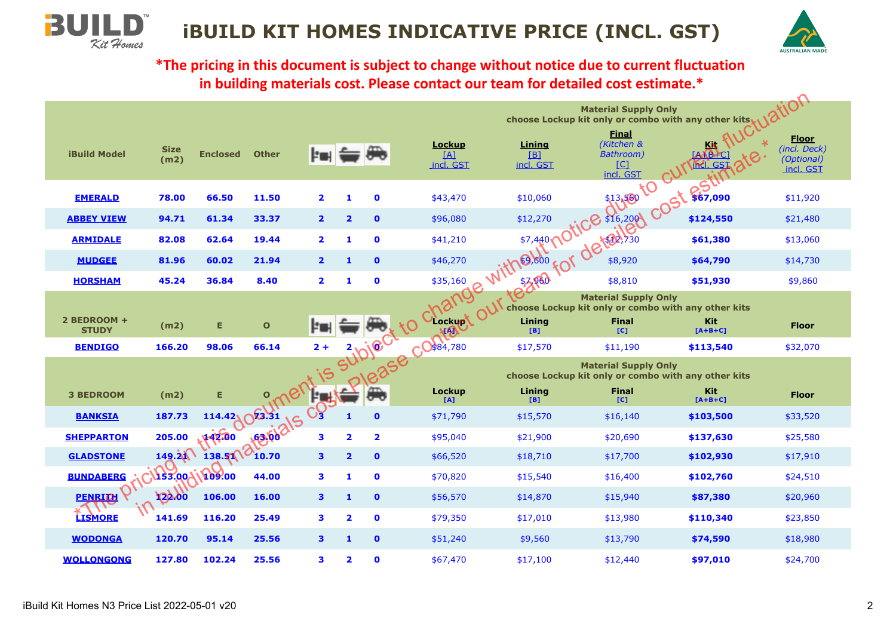# iBUILD KIT HOMES INDICATIVE PRICE (INCL. GST)

**\*The pricing in this document is subject to change without notice due to current fluctuation in building materials cost. Please contact our team for detailed cost estimate.\***

| iBuild Model | Size (m2) | Enclosed | Other | Bed | Bath | Car | Lockup [A] incl. GST | Lining [B] incl. GST | Final *(Kitchen & Bathroom)* [C] incl. GST | Kit [A+B+C] incl. GST | Floor *(incl. Deck) (Optional)* incl. GST |
|---|---|---|---|---|---|---|---|---|---|---|---|
| | | | | | | | Material Supply Only – choose Lockup kit only or combo with any other kits | | | | |
| EMERALD | 78.00 | 66.50 | 11.50 | 2 | 1 | 0 | $43,470 | $10,060 | $13,560 | **$67,090** | $11,920 |
| ABBEY VIEW | 94.71 | 61.34 | 33.37 | 2 | 2 | 0 | $96,080 | $12,270 | $16,200 | **$124,550** | $21,480 |
| ARMIDALE | 82.08 | 62.64 | 19.44 | 2 | 1 | 0 | $41,210 | $7,440 | $12,730 | **$61,380** | $13,060 |
| MUDGEE | 81.96 | 60.02 | 21.94 | 2 | 1 | 0 | $46,270 | $9,600 | $8,920 | **$64,790** | $14,730 |
| HORSHAM | 45.24 | 36.84 | 8.40 | 2 | 1 | 0 | $35,160 | $7,960 | $8,810 | **$51,930** | $9,860 |
| **2 BEDROOM + STUDY** | (m2) | E | O | | | | Lockup [A] | Lining [B] | Final [C] | Kit [A+B+C] | Floor |
| BENDIGO | 166.20 | 98.06 | 66.14 | 2 + | 2 | 0 | $84,780 | $17,570 | $11,190 | **$113,540** | $32,070 |
| **3 BEDROOM** | (m2) | E | O | | | | Lockup [A] | Lining [B] | Final [C] | Kit [A+B+C] | Floor |
| BANKSIA | 187.73 | 114.42 | 73.31 | 3 | 1 | 0 | $71,790 | $15,570 | $16,140 | **$103,500** | $33,520 |
| SHEPPARTON | 205.00 | 142.00 | 63.00 | 3 | 2 | 2 | $95,040 | $21,900 | $20,690 | **$137,630** | $25,580 |
| GLADSTONE | 149.21 | 138.51 | 10.70 | 3 | 2 | 0 | $66,520 | $18,710 | $17,700 | **$102,930** | $17,910 |
| BUNDABERG | 153.00 | 109.00 | 44.00 | 3 | 1 | 0 | $70,820 | $15,540 | $16,400 | **$102,760** | $24,510 |
| PENRITH | 122.00 | 106.00 | 16.00 | 3 | 1 | 0 | $56,570 | $14,870 | $15,940 | **$87,380** | $20,960 |
| LISMORE | 141.69 | 116.20 | 25.49 | 3 | 2 | 0 | $79,350 | $17,010 | $13,980 | **$110,340** | $23,850 |
| WODONGA | 120.70 | 95.14 | 25.56 | 3 | 1 | 0 | $51,240 | $9,560 | $13,790 | **$74,590** | $18,980 |
| WOLLONGONG | 127.80 | 102.24 | 25.56 | 3 | 2 | 0 | $67,470 | $17,100 | $12,440 | **$97,010** | $24,700 |

iBuild Kit Homes N3 Price List 2022-05-01 v20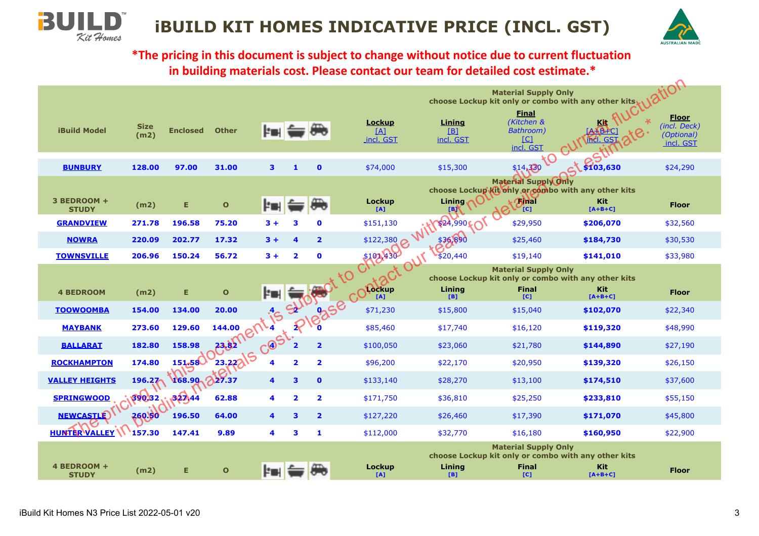# iBUILD KIT HOMES INDICATIVE PRICE (INCL. GST)

**\*The pricing in this document is subject to change without notice due to current fluctuation in building materials cost. Please contact our team for detailed cost estimate.\***

| iBuild Model | Size (m2) | Enclosed | Other | Bed | Bath | Car | Material Supply Only — choose Lockup kit only or combo with any other kits: Lockup [A] incl. GST | Lining [B] incl. GST | Final (Kitchen & Bathroom) [C] incl. GST | Kit [A+B+C] incl. GST | Floor (incl. Deck) (Optional) incl. GST |
|---|---|---|---|---|---|---|---|---|---|---|---|
| **BUNBURY** | **128.00** | **97.00** | **31.00** | **3** | **1** | **0** | $74,000 | $15,300 | $14,330 | **$103,630** | $24,290 |
| **3 BEDROOM + STUDY** | **(m2)** | **E** | **O** | | | | **Lockup [A]** | **Lining [B]** | **Final [C]** | **Kit [A+B+C]** | **Floor** |
| **GRANDVIEW** | **271.78** | **196.58** | **75.20** | **3 +** | **3** | **0** | $151,130 | $24,990 | $29,950 | **$206,070** | $32,560 |
| **NOWRA** | **220.09** | **202.77** | **17.32** | **3 +** | **4** | **2** | $122,380 | $36,890 | $25,460 | **$184,730** | $30,530 |
| **TOWNSVILLE** | **206.96** | **150.24** | **56.72** | **3 +** | **2** | **0** | $101,430 | $20,440 | $19,140 | **$141,010** | $33,980 |
| **4 BEDROOM** | **(m2)** | **E** | **O** | | | | **Lockup [A]** | **Lining [B]** | **Final [C]** | **Kit [A+B+C]** | **Floor** |
| **TOOWOOMBA** | **154.00** | **134.00** | **20.00** | **4** | **2** | **0** | $71,230 | $15,800 | $15,040 | **$102,070** | $22,340 |
| **MAYBANK** | **273.60** | **129.60** | **144.00** | **4** | **2** | **0** | $85,460 | $17,740 | $16,120 | **$119,320** | $48,990 |
| **BALLARAT** | **182.80** | **158.98** | **23.82** | **4** | **2** | **2** | $100,050 | $23,060 | $21,780 | **$144,890** | $27,190 |
| **ROCKHAMPTON** | **174.80** | **151.58** | **23.22** | **4** | **2** | **2** | $96,200 | $22,170 | $20,950 | **$139,320** | $26,150 |
| **VALLEY HEIGHTS** | **196.27** | **168.90** | **27.37** | **4** | **3** | **0** | $133,140 | $28,270 | $13,100 | **$174,510** | $37,600 |
| **SPRINGWOOD** | **390.32** | **327.44** | **62.88** | **4** | **2** | **2** | $171,750 | $36,810 | $25,250 | **$233,810** | $55,150 |
| **NEWCASTLE** | **260.50** | **196.50** | **64.00** | **4** | **3** | **2** | $127,220 | $26,460 | $17,390 | **$171,070** | $45,800 |
| **HUNTER VALLEY** | **157.30** | **147.41** | **9.89** | **4** | **3** | **1** | $112,000 | $32,770 | $16,180 | **$160,950** | $22,900 |
| **4 BEDROOM + STUDY** | **(m2)** | **E** | **O** | | | | **Lockup [A]** | **Lining [B]** | **Final [C]** | **Kit [A+B+C]** | **Floor** |

iBuild Kit Homes N3 Price List 2022-05-01 v20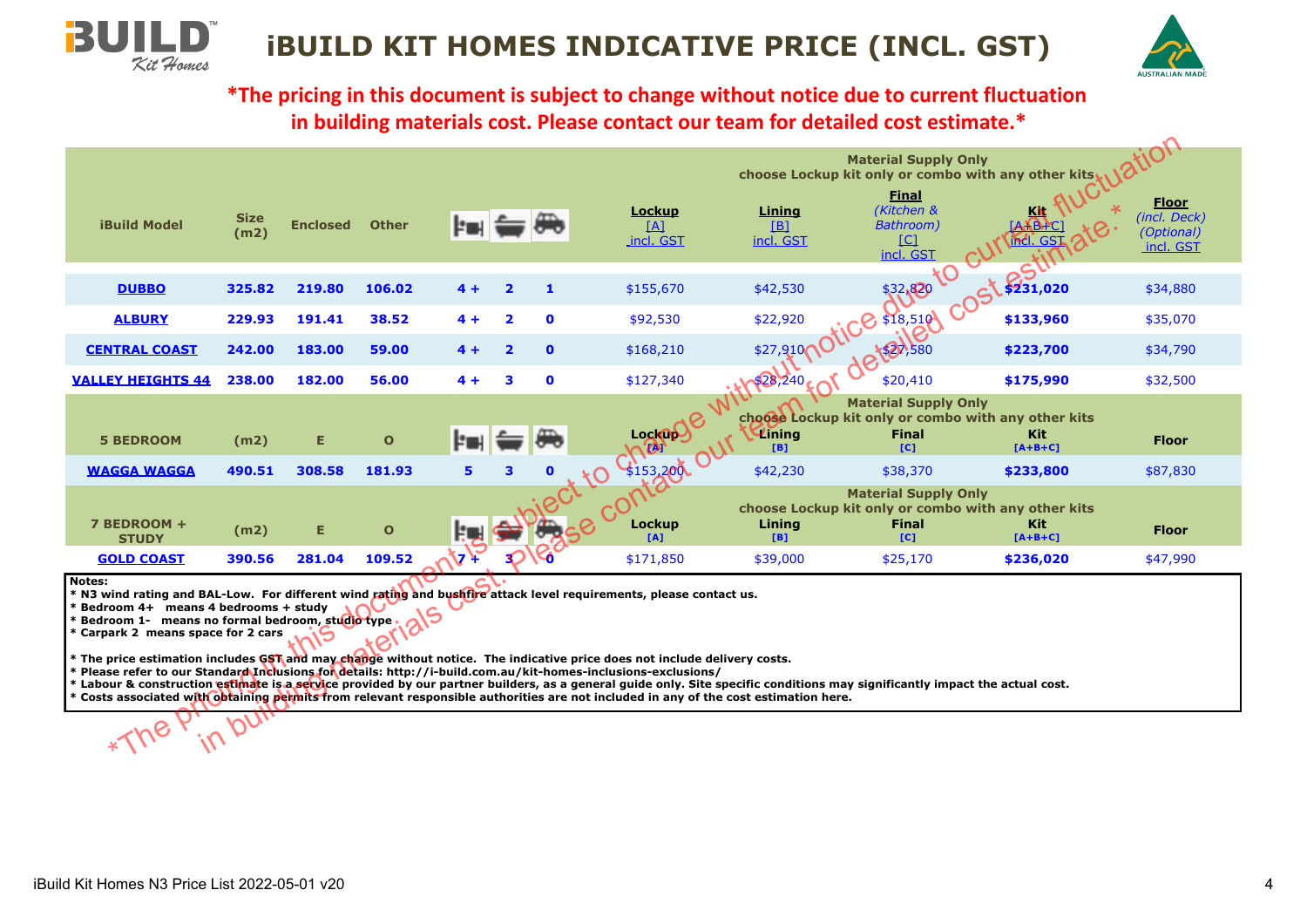# iBUILD KIT HOMES INDICATIVE PRICE (INCL. GST)

**\*The pricing in this document is subject to change without notice due to current fluctuation in building materials cost. Please contact our team for detailed cost estimate.\***

| iBuild Model | Size (m2) | Enclosed | Other | Bed | Bath | Car | Lockup [A] incl. GST | Lining [B] incl. GST | Final (Kitchen & Bathroom) [C] incl. GST | Kit [A+B+C] incl. GST | Floor (incl. Deck) (Optional) incl. GST |
|---|---|---|---|---|---|---|---|---|---|---|---|
| | | | | | | | Material Supply Only choose Lockup kit only or combo with any other kits | | | | |
| **DUBBO** | **325.82** | **219.80** | **106.02** | **4 +** | **2** | **1** | $155,670 | $42,530 | $32,820 | **$231,020** | $34,880 |
| **ALBURY** | **229.93** | **191.41** | **38.52** | **4 +** | **2** | **0** | $92,530 | $22,920 | $18,510 | **$133,960** | $35,070 |
| **CENTRAL COAST** | **242.00** | **183.00** | **59.00** | **4 +** | **2** | **0** | $168,210 | $27,910 | $27,580 | **$223,700** | $34,790 |
| **VALLEY HEIGHTS 44** | **238.00** | **182.00** | **56.00** | **4 +** | **3** | **0** | $127,340 | $28,240 | $20,410 | **$175,990** | $32,500 |
| **5 BEDROOM** | **(m2)** | **E** | **O** | | | | **Lockup [A]** | **Lining [B]** | **Final [C]** | **Kit [A+B+C]** | **Floor** |
| **WAGGA WAGGA** | **490.51** | **308.58** | **181.93** | **5** | **3** | **0** | $153,200 | $42,230 | $38,370 | **$233,800** | $87,830 |
| **7 BEDROOM + STUDY** | **(m2)** | **E** | **O** | | | | **Lockup [A]** | **Lining [B]** | **Final [C]** | **Kit [A+B+C]** | **Floor** |
| **GOLD COAST** | **390.56** | **281.04** | **109.52** | **7 +** | **3** | **0** | $171,850 | $39,000 | $25,170 | **$236,020** | $47,990 |

**Notes:**
- \* N3 wind rating and BAL-Low. For different wind rating and bushfire attack level requirements, please contact us.
- \* Bedroom 4+ means 4 bedrooms + study
- \* Bedroom 1- means no formal bedroom, studio type
- \* Carpark 2 means space for 2 cars

- \* The price estimation includes GST and may change without notice. The indicative price does not include delivery costs.
- \* Please refer to our Standard Inclusions for details: http://i-build.com.au/kit-homes-inclusions-exclusions/
- \* Labour & construction estimate is a service provided by our partner builders, as a general guide only. Site specific conditions may significantly impact the actual cost.
- \* Costs associated with obtaining permits from relevant responsible authorities are not included in any of the cost estimation here.

iBuild Kit Homes N3 Price List 2022-05-01 v20